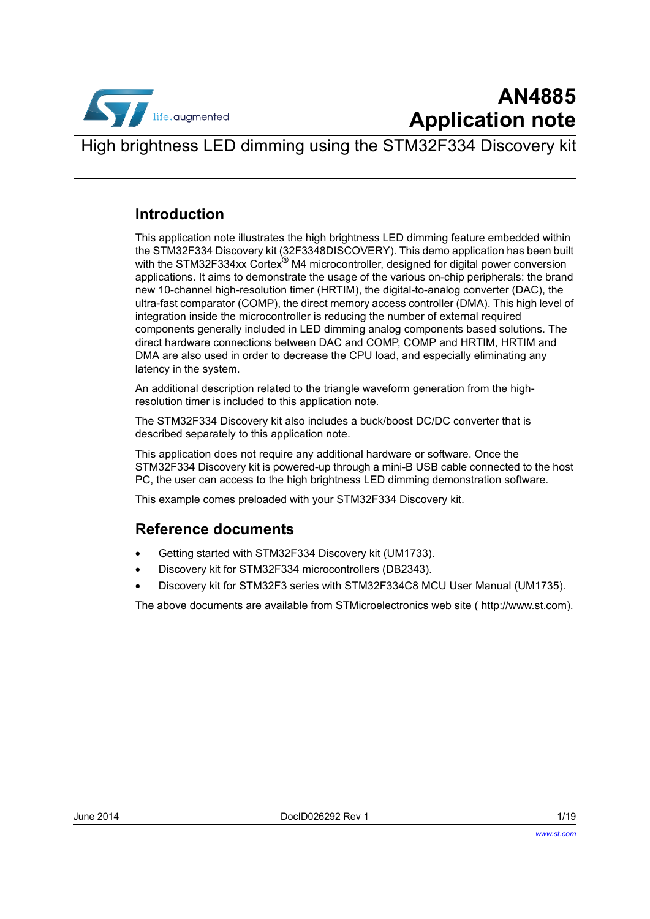# AN4885 Application note

## High brightness LED dimming using the STM32F334 Discovery kit

### Introduction

This application note illustrates the high brightness LED dimming feature embedded within the STM32F334 Discovery kit (32F3348DISCOVERY). This demo application has been built with the STM32F334xx Cortex® M4 microcontroller, designed for digital power conversion applications. It aims to demonstrate the usage of the various on-chip peripherals: the brand new 10-channel high-resolution timer (HRTIM), the digital-to-analog converter (DAC), the ultra-fast comparator (COMP), the direct memory access controller (DMA). This high level of integration inside the microcontroller is reducing the number of external required components generally included in LED dimming analog components based solutions. The direct hardware connections between DAC and COMP, COMP and HRTIM, HRTIM and DMA are also used in order to decrease the CPU load, and especially eliminating any latency in the system.

An additional description related to the triangle waveform generation from the high-resolution timer is included to this application note.

The STM32F334 Discovery kit also includes a buck/boost DC/DC converter that is described separately to this application note.

This application does not require any additional hardware or software. Once the STM32F334 Discovery kit is powered-up through a mini-B USB cable connected to the host PC, the user can access to the high brightness LED dimming demonstration software.

This example comes preloaded with your STM32F334 Discovery kit.

### Reference documents

- Getting started with STM32F334 Discovery kit (UM1733).
- Discovery kit for STM32F334 microcontrollers (DB2343).
- Discovery kit for STM32F3 series with STM32F334C8 MCU User Manual (UM1735).

The above documents are available from STMicroelectronics web site ( http://www.st.com).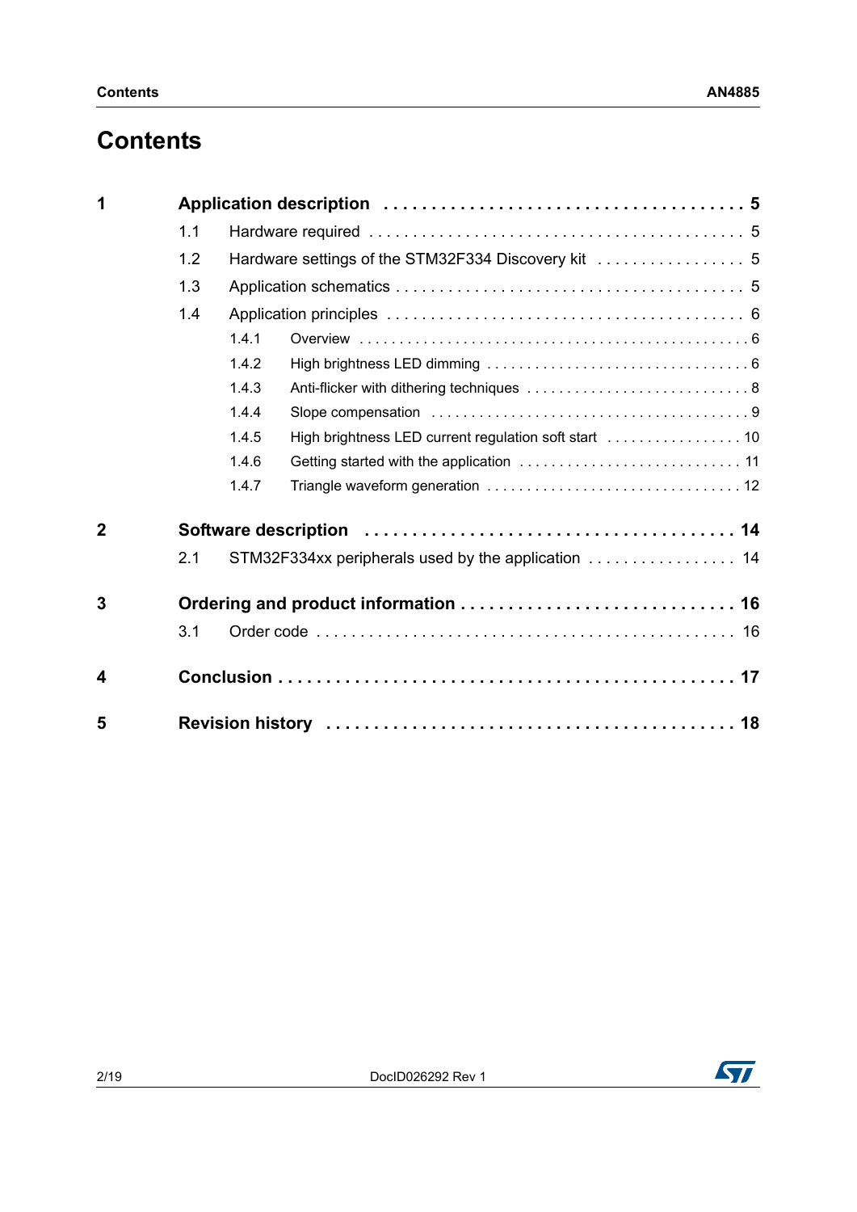# Contents

**1 Application description . . . . . . . . . . . . . . . . . . . . . . . . . . . . . . . . . . . . 5**

- 1.1 Hardware required . . . . . . . . . . . . . . . . . . . . . . . . . . . . . . . . . . . . . . . . 5
- 1.2 Hardware settings of the STM32F334 Discovery kit . . . . . . . . . . . . . . . . . 5
- 1.3 Application schematics . . . . . . . . . . . . . . . . . . . . . . . . . . . . . . . . . . . . . 5
- 1.4 Application principles . . . . . . . . . . . . . . . . . . . . . . . . . . . . . . . . . . . . . . 6
  - 1.4.1 Overview . . . . . . . . . . . . . . . . . . . . . . . . . . . . . . . . . . . . . . . . . . . . . . 6
  - 1.4.2 High brightness LED dimming . . . . . . . . . . . . . . . . . . . . . . . . . . . . . . . 6
  - 1.4.3 Anti-flicker with dithering techniques . . . . . . . . . . . . . . . . . . . . . . . . . . 8
  - 1.4.4 Slope compensation . . . . . . . . . . . . . . . . . . . . . . . . . . . . . . . . . . . . . 9
  - 1.4.5 High brightness LED current regulation soft start . . . . . . . . . . . . . . . . 10
  - 1.4.6 Getting started with the application . . . . . . . . . . . . . . . . . . . . . . . . . . 11
  - 1.4.7 Triangle waveform generation . . . . . . . . . . . . . . . . . . . . . . . . . . . . . . 12

**2 Software description . . . . . . . . . . . . . . . . . . . . . . . . . . . . . . . . . . . . . 14**

- 2.1 STM32F334xx peripherals used by the application . . . . . . . . . . . . . . . . . 14

**3 Ordering and product information . . . . . . . . . . . . . . . . . . . . . . . . . . . . 16**

- 3.1 Order code . . . . . . . . . . . . . . . . . . . . . . . . . . . . . . . . . . . . . . . . . . . . . 16

**4 Conclusion . . . . . . . . . . . . . . . . . . . . . . . . . . . . . . . . . . . . . . . . . . . . . 17**

**5 Revision history . . . . . . . . . . . . . . . . . . . . . . . . . . . . . . . . . . . . . . . . . 18**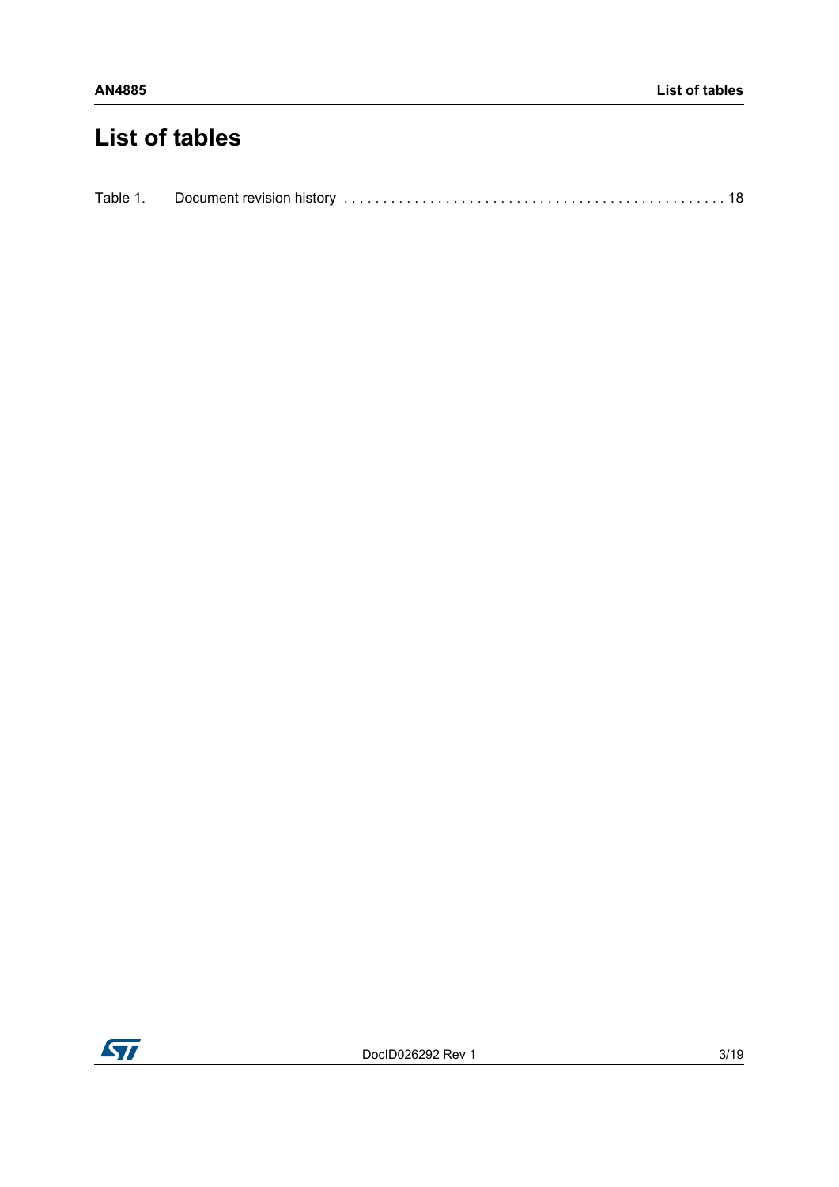# List of tables

Table 1. Document revision history . . . . . . . . . . . . . . . . . . . . . . . . . . . . . . . . . . . . . . . . . . . . . 18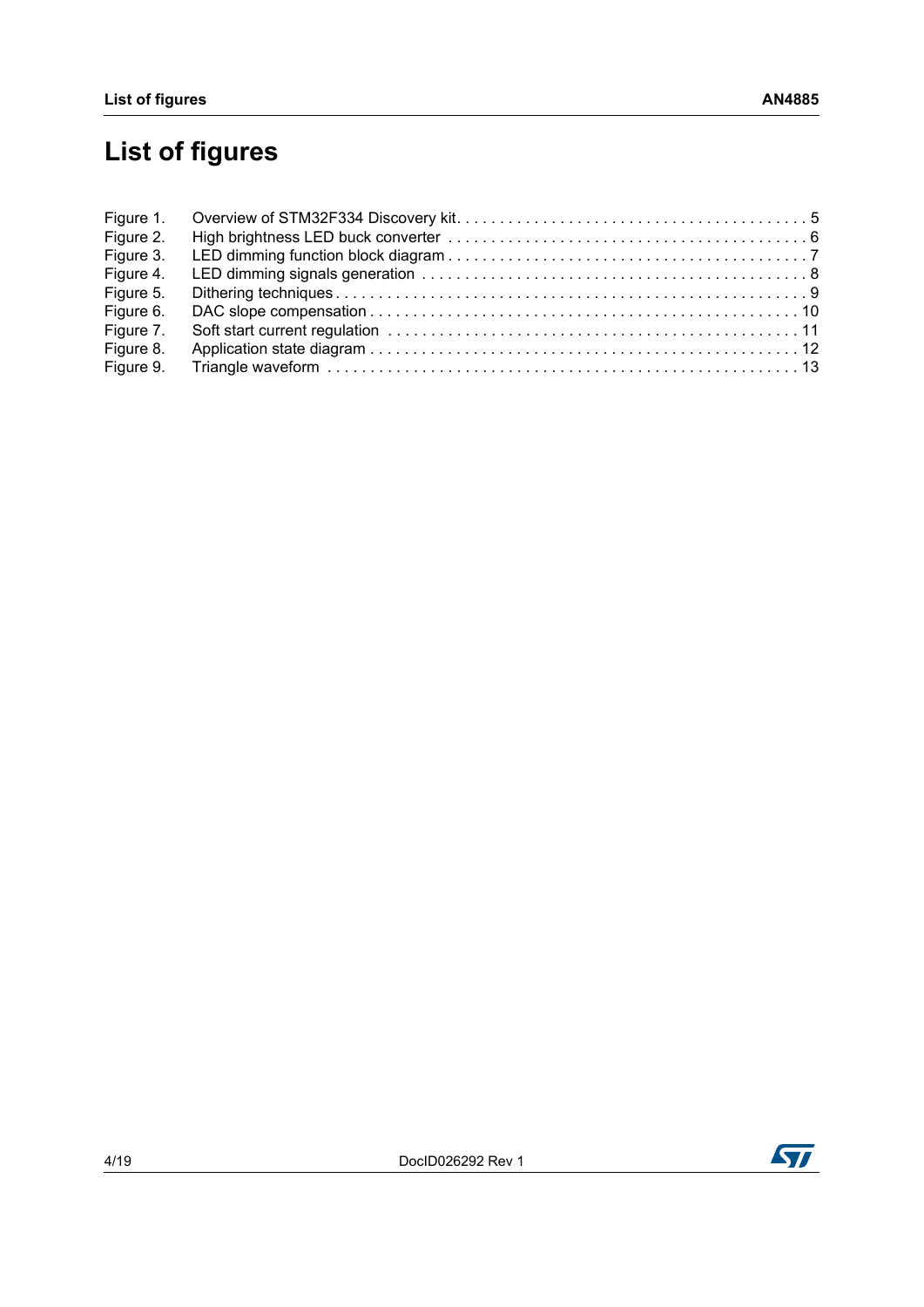# List of figures

Figure 1. Overview of STM32F334 Discovery kit . . . . . . . . . . . . . . . . . . . . . . . . . . . . . . . . . . . . . . . . 5
Figure 2. High brightness LED buck converter . . . . . . . . . . . . . . . . . . . . . . . . . . . . . . . . . . . . . . . . 6
Figure 3. LED dimming function block diagram . . . . . . . . . . . . . . . . . . . . . . . . . . . . . . . . . . . . . . . . 7
Figure 4. LED dimming signals generation . . . . . . . . . . . . . . . . . . . . . . . . . . . . . . . . . . . . . . . . . . . 8
Figure 5. Dithering techniques . . . . . . . . . . . . . . . . . . . . . . . . . . . . . . . . . . . . . . . . . . . . . . . . . . . . 9
Figure 6. DAC slope compensation . . . . . . . . . . . . . . . . . . . . . . . . . . . . . . . . . . . . . . . . . . . . . . . . 10
Figure 7. Soft start current regulation . . . . . . . . . . . . . . . . . . . . . . . . . . . . . . . . . . . . . . . . . . . . . . 11
Figure 8. Application state diagram . . . . . . . . . . . . . . . . . . . . . . . . . . . . . . . . . . . . . . . . . . . . . . . . 12
Figure 9. Triangle waveform . . . . . . . . . . . . . . . . . . . . . . . . . . . . . . . . . . . . . . . . . . . . . . . . . . . . . 13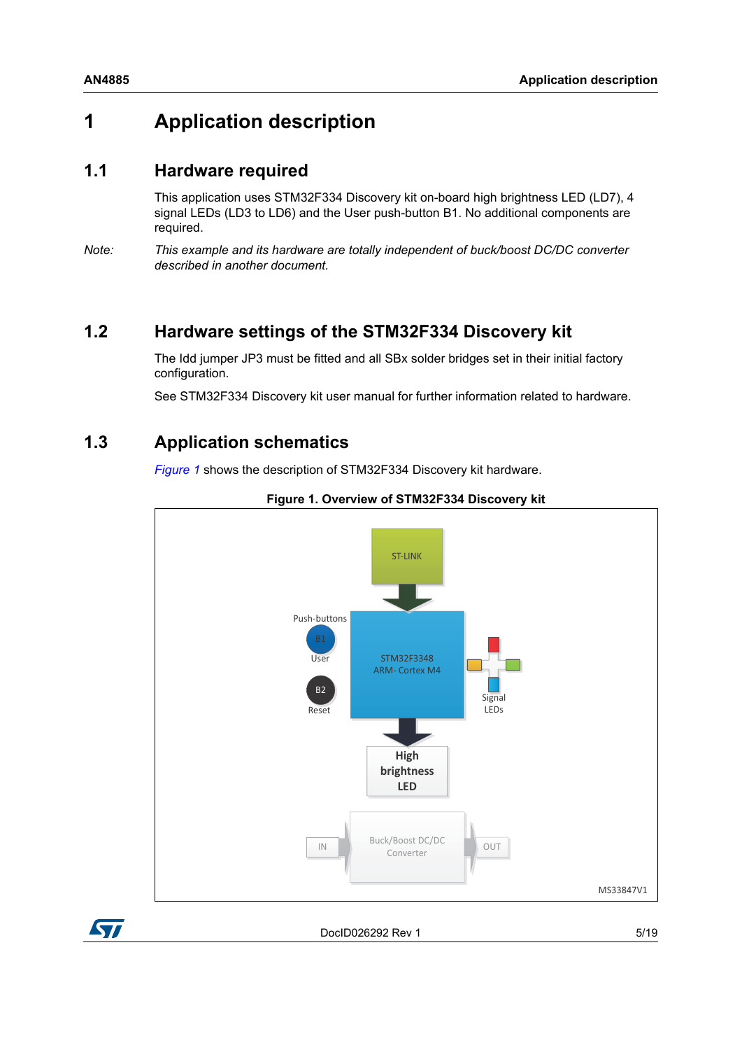# 1 Application description

## 1.1 Hardware required

This application uses STM32F334 Discovery kit on-board high brightness LED (LD7), 4 signal LEDs (LD3 to LD6) and the User push-button B1. No additional components are required.

*Note: This example and its hardware are totally independent of buck/boost DC/DC converter described in another document.*

## 1.2 Hardware settings of the STM32F334 Discovery kit

The Idd jumper JP3 must be fitted and all SBx solder bridges set in their initial factory configuration.

See STM32F334 Discovery kit user manual for further information related to hardware.

## 1.3 Application schematics

*Figure 1* shows the description of STM32F334 Discovery kit hardware.

**Figure 1. Overview of STM32F334 Discovery kit**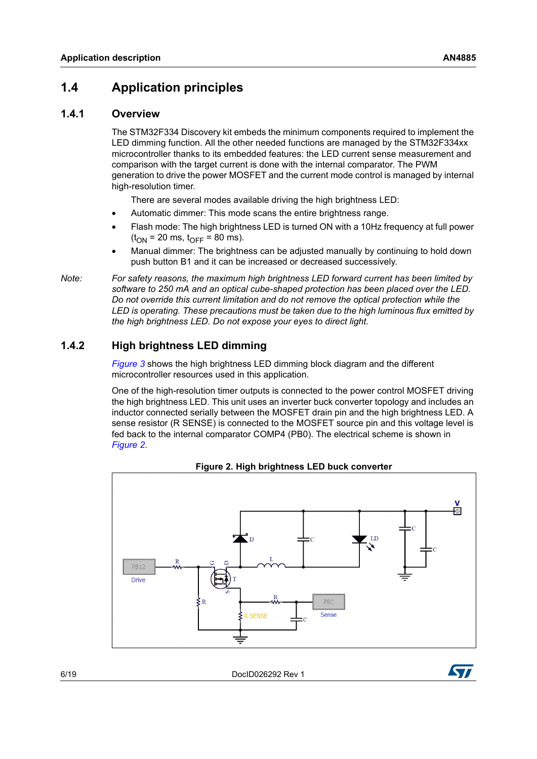## 1.4 Application principles

### 1.4.1 Overview

The STM32F334 Discovery kit embeds the minimum components required to implement the LED dimming function. All the other needed functions are managed by the STM32F334xx microcontroller thanks to its embedded features: the LED current sense measurement and comparison with the target current is done with the internal comparator. The PWM generation to drive the power MOSFET and the current mode control is managed by internal high-resolution timer.

There are several modes available driving the high brightness LED:

- Automatic dimmer: This mode scans the entire brightness range.
- Flash mode: The high brightness LED is turned ON with a 10Hz frequency at full power ($t_{ON}$ = 20 ms, $t_{OFF}$ = 80 ms).
- Manual dimmer: The brightness can be adjusted manually by continuing to hold down push button B1 and it can be increased or decreased successively.

*Note: For safety reasons, the maximum high brightness LED forward current has been limited by software to 250 mA and an optical cube-shaped protection has been placed over the LED. Do not override this current limitation and do not remove the optical protection while the LED is operating. These precautions must be taken due to the high luminous flux emitted by the high brightness LED. Do not expose your eyes to direct light.*

### 1.4.2 High brightness LED dimming

*Figure 3* shows the high brightness LED dimming block diagram and the different microcontroller resources used in this application.

One of the high-resolution timer outputs is connected to the power control MOSFET driving the high brightness LED. This unit uses an inverter buck converter topology and includes an inductor connected serially between the MOSFET drain pin and the high brightness LED. A sense resistor (R SENSE) is connected to the MOSFET source pin and this voltage level is fed back to the internal comparator COMP4 (PB0). The electrical scheme is shown in *Figure 2*.

**Figure 2. High brightness LED buck converter**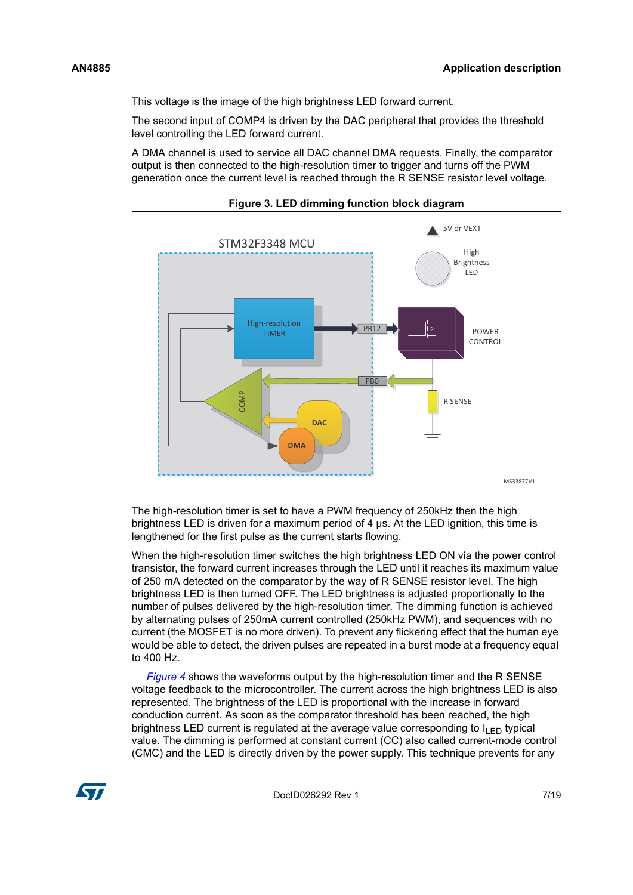This voltage is the image of the high brightness LED forward current.

The second input of COMP4 is driven by the DAC peripheral that provides the threshold level controlling the LED forward current.

A DMA channel is used to service all DAC channel DMA requests. Finally, the comparator output is then connected to the high-resolution timer to trigger and turns off the PWM generation once the current level is reached through the R SENSE resistor level voltage.

**Figure 3. LED dimming function block diagram**

The high-resolution timer is set to have a PWM frequency of 250kHz then the high brightness LED is driven for a maximum period of 4 µs. At the LED ignition, this time is lengthened for the first pulse as the current starts flowing.

When the high-resolution timer switches the high brightness LED ON via the power control transistor, the forward current increases through the LED until it reaches its maximum value of 250 mA detected on the comparator by the way of R SENSE resistor level. The high brightness LED is then turned OFF. The LED brightness is adjusted proportionally to the number of pulses delivered by the high-resolution timer. The dimming function is achieved by alternating pulses of 250mA current controlled (250kHz PWM), and sequences with no current (the MOSFET is no more driven). To prevent any flickering effect that the human eye would be able to detect, the driven pulses are repeated in a burst mode at a frequency equal to 400 Hz.

*Figure 4* shows the waveforms output by the high-resolution timer and the R SENSE voltage feedback to the microcontroller. The current across the high brightness LED is also represented. The brightness of the LED is proportional with the increase in forward conduction current. As soon as the comparator threshold has been reached, the high brightness LED current is regulated at the average value corresponding to $I_{LED}$ typical value. The dimming is performed at constant current (CC) also called current-mode control (CMC) and the LED is directly driven by the power supply. This technique prevents for any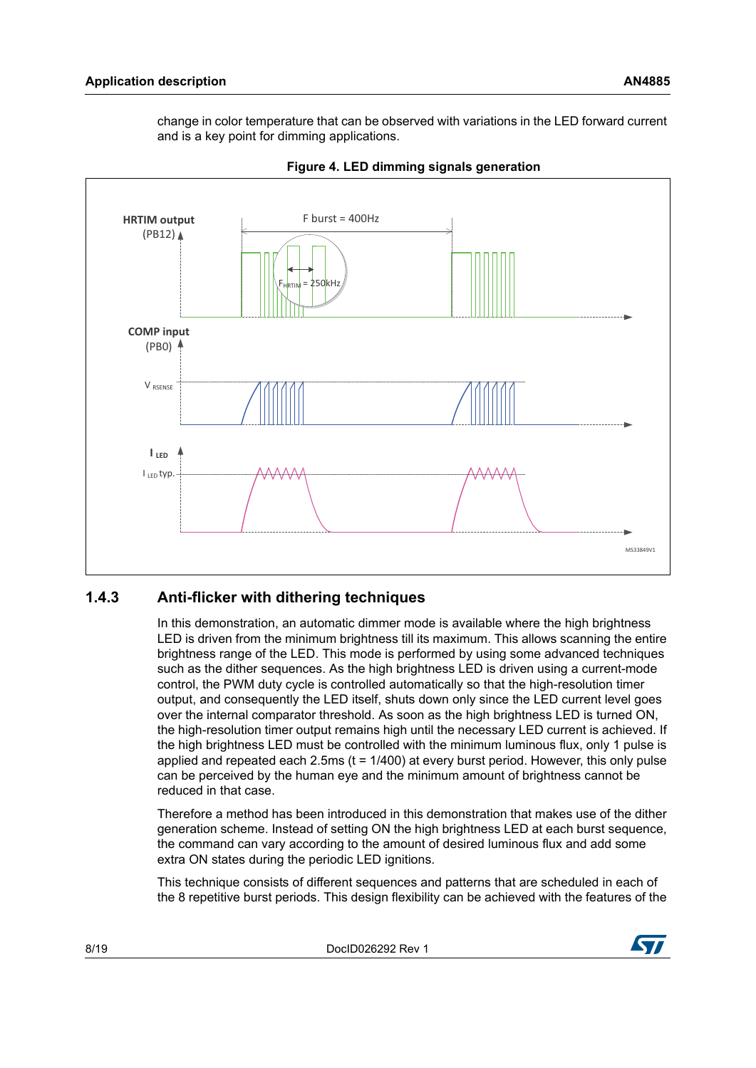change in color temperature that can be observed with variations in the LED forward current and is a key point for dimming applications.

**Figure 4. LED dimming signals generation**

### 1.4.3 Anti-flicker with dithering techniques

In this demonstration, an automatic dimmer mode is available where the high brightness LED is driven from the minimum brightness till its maximum. This allows scanning the entire brightness range of the LED. This mode is performed by using some advanced techniques such as the dither sequences. As the high brightness LED is driven using a current-mode control, the PWM duty cycle is controlled automatically so that the high-resolution timer output, and consequently the LED itself, shuts down only since the LED current level goes over the internal comparator threshold. As soon as the high brightness LED is turned ON, the high-resolution timer output remains high until the necessary LED current is achieved. If the high brightness LED must be controlled with the minimum luminous flux, only 1 pulse is applied and repeated each 2.5ms (t = 1/400) at every burst period. However, this only pulse can be perceived by the human eye and the minimum amount of brightness cannot be reduced in that case.

Therefore a method has been introduced in this demonstration that makes use of the dither generation scheme. Instead of setting ON the high brightness LED at each burst sequence, the command can vary according to the amount of desired luminous flux and add some extra ON states during the periodic LED ignitions.

This technique consists of different sequences and patterns that are scheduled in each of the 8 repetitive burst periods. This design flexibility can be achieved with the features of the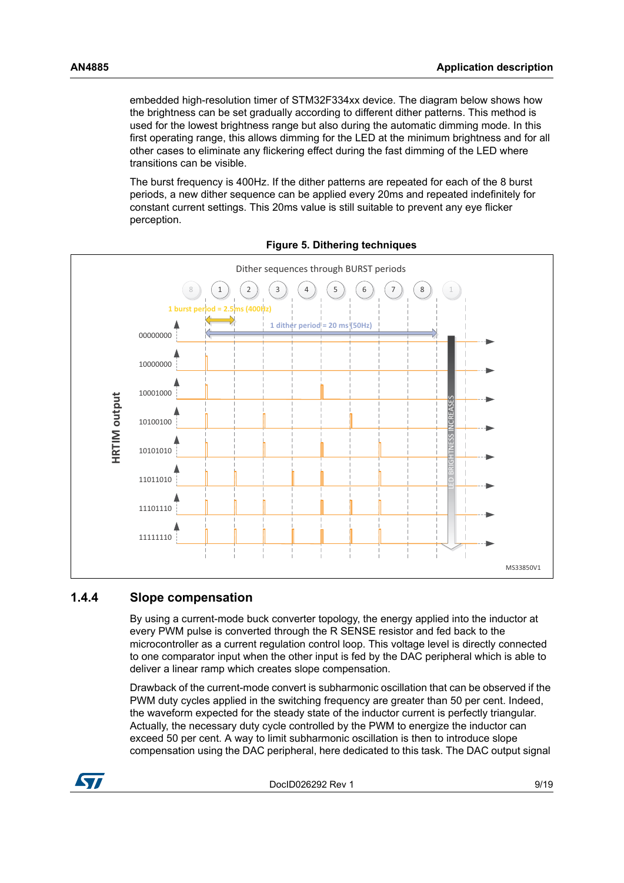embedded high-resolution timer of STM32F334xx device. The diagram below shows how the brightness can be set gradually according to different dither patterns. This method is used for the lowest brightness range but also during the automatic dimming mode. In this first operating range, this allows dimming for the LED at the minimum brightness and for all other cases to eliminate any flickering effect during the fast dimming of the LED where transitions can be visible.

The burst frequency is 400Hz. If the dither patterns are repeated for each of the 8 burst periods, a new dither sequence can be applied every 20ms and repeated indefinitely for constant current settings. This 20ms value is still suitable to prevent any eye flicker perception.

**Figure 5. Dithering techniques**

### 1.4.4 Slope compensation

By using a current-mode buck converter topology, the energy applied into the inductor at every PWM pulse is converted through the R SENSE resistor and fed back to the microcontroller as a current regulation control loop. This voltage level is directly connected to one comparator input when the other input is fed by the DAC peripheral which is able to deliver a linear ramp which creates slope compensation.

Drawback of the current-mode convert is subharmonic oscillation that can be observed if the PWM duty cycles applied in the switching frequency are greater than 50 per cent. Indeed, the waveform expected for the steady state of the inductor current is perfectly triangular. Actually, the necessary duty cycle controlled by the PWM to energize the inductor can exceed 50 per cent. A way to limit subharmonic oscillation is then to introduce slope compensation using the DAC peripheral, here dedicated to this task. The DAC output signal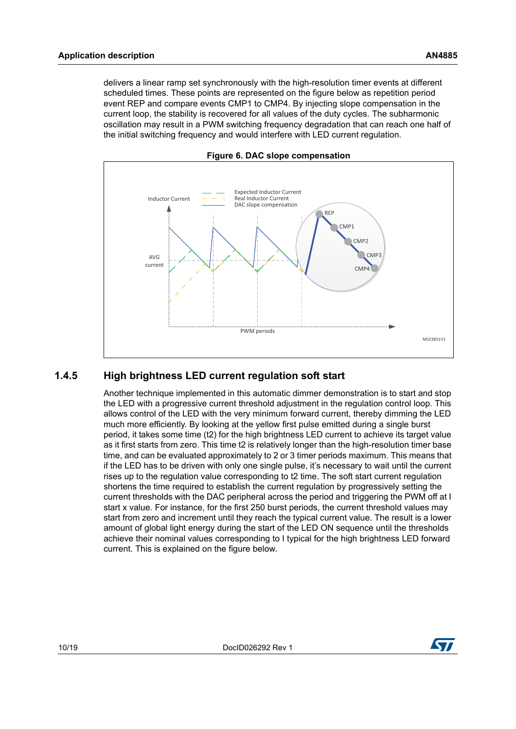delivers a linear ramp set synchronously with the high-resolution timer events at different scheduled times. These points are represented on the figure below as repetition period event REP and compare events CMP1 to CMP4. By injecting slope compensation in the current loop, the stability is recovered for all values of the duty cycles. The subharmonic oscillation may result in a PWM switching frequency degradation that can reach one half of the initial switching frequency and would interfere with LED current regulation.

**Figure 6. DAC slope compensation**

### 1.4.5 High brightness LED current regulation soft start

Another technique implemented in this automatic dimmer demonstration is to start and stop the LED with a progressive current threshold adjustment in the regulation control loop. This allows control of the LED with the very minimum forward current, thereby dimming the LED much more efficiently. By looking at the yellow first pulse emitted during a single burst period, it takes some time (t2) for the high brightness LED current to achieve its target value as it first starts from zero. This time t2 is relatively longer than the high-resolution timer base time, and can be evaluated approximately to 2 or 3 timer periods maximum. This means that if the LED has to be driven with only one single pulse, it's necessary to wait until the current rises up to the regulation value corresponding to t2 time. The soft start current regulation shortens the time required to establish the current regulation by progressively setting the current thresholds with the DAC peripheral across the period and triggering the PWM off at I start x value. For instance, for the first 250 burst periods, the current threshold values may start from zero and increment until they reach the typical current value. The result is a lower amount of global light energy during the start of the LED ON sequence until the thresholds achieve their nominal values corresponding to I typical for the high brightness LED forward current. This is explained on the figure below.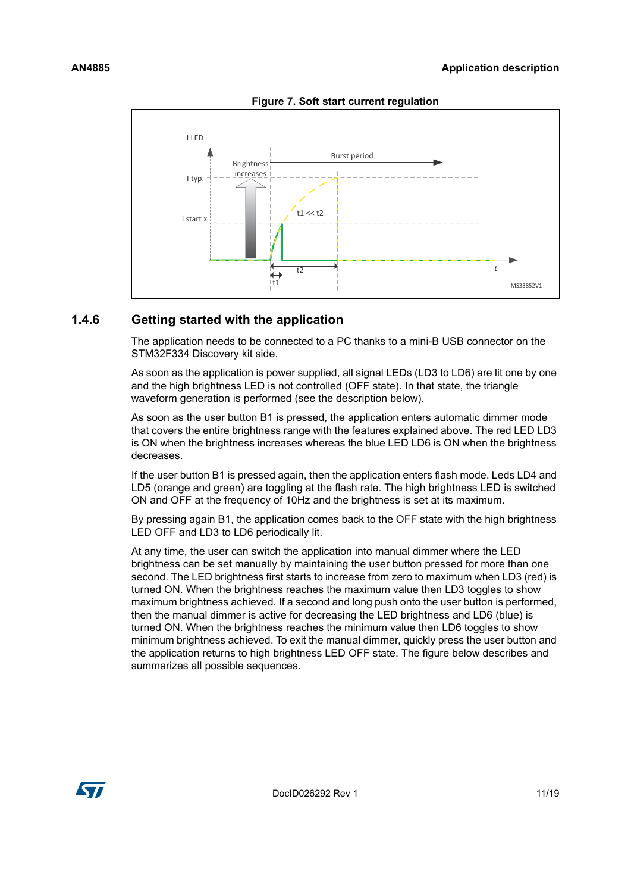**Figure 7. Soft start current regulation**

## 1.4.6 Getting started with the application

The application needs to be connected to a PC thanks to a mini-B USB connector on the STM32F334 Discovery kit side.

As soon as the application is power supplied, all signal LEDs (LD3 to LD6) are lit one by one and the high brightness LED is not controlled (OFF state). In that state, the triangle waveform generation is performed (see the description below).

As soon as the user button B1 is pressed, the application enters automatic dimmer mode that covers the entire brightness range with the features explained above. The red LED LD3 is ON when the brightness increases whereas the blue LED LD6 is ON when the brightness decreases.

If the user button B1 is pressed again, then the application enters flash mode. Leds LD4 and LD5 (orange and green) are toggling at the flash rate. The high brightness LED is switched ON and OFF at the frequency of 10Hz and the brightness is set at its maximum.

By pressing again B1, the application comes back to the OFF state with the high brightness LED OFF and LD3 to LD6 periodically lit.

At any time, the user can switch the application into manual dimmer where the LED brightness can be set manually by maintaining the user button pressed for more than one second. The LED brightness first starts to increase from zero to maximum when LD3 (red) is turned ON. When the brightness reaches the maximum value then LD3 toggles to show maximum brightness achieved. If a second and long push onto the user button is performed, then the manual dimmer is active for decreasing the LED brightness and LD6 (blue) is turned ON. When the brightness reaches the minimum value then LD6 toggles to show minimum brightness achieved. To exit the manual dimmer, quickly press the user button and the application returns to high brightness LED OFF state. The figure below describes and summarizes all possible sequences.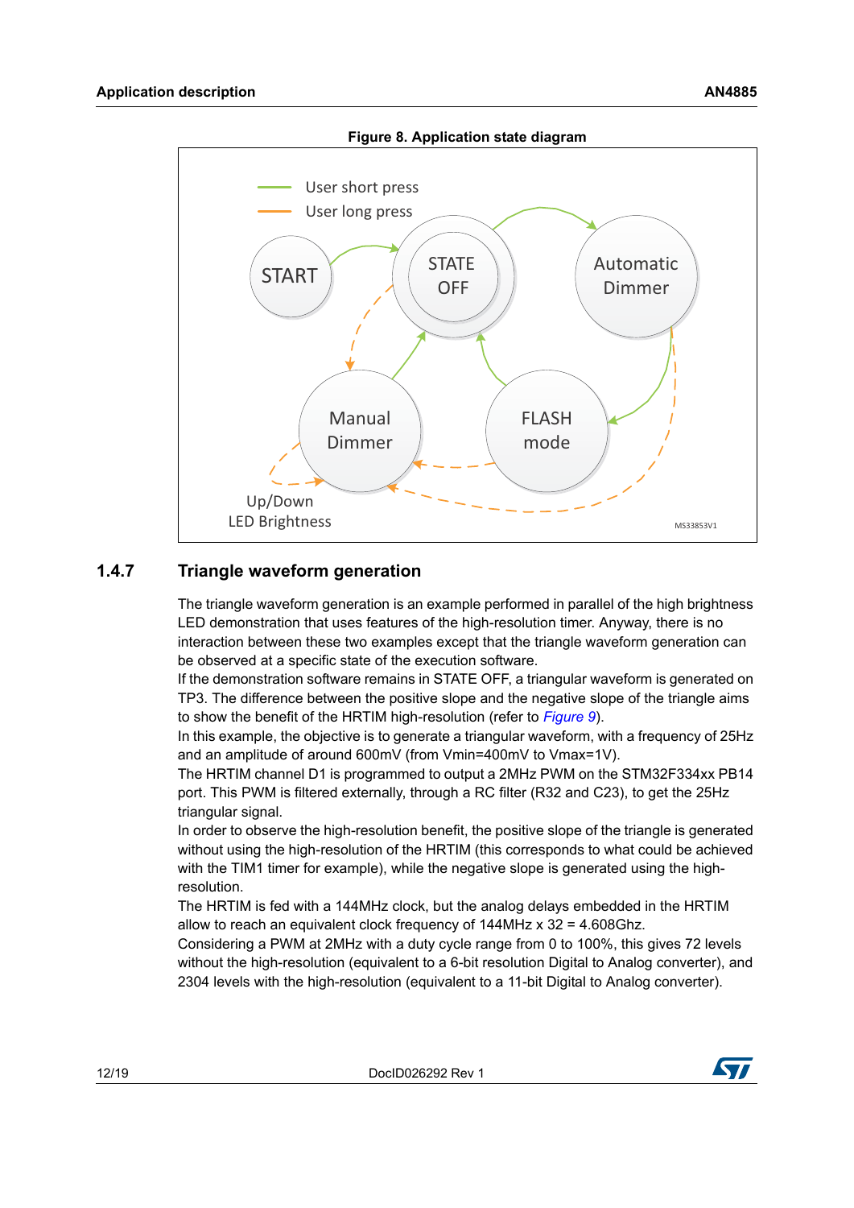**Figure 8. Application state diagram**

## 1.4.7 Triangle waveform generation

The triangle waveform generation is an example performed in parallel of the high brightness LED demonstration that uses features of the high-resolution timer. Anyway, there is no interaction between these two examples except that the triangle waveform generation can be observed at a specific state of the execution software.

If the demonstration software remains in STATE OFF, a triangular waveform is generated on TP3. The difference between the positive slope and the negative slope of the triangle aims to show the benefit of the HRTIM high-resolution (refer to *Figure 9*).

In this example, the objective is to generate a triangular waveform, with a frequency of 25Hz and an amplitude of around 600mV (from Vmin=400mV to Vmax=1V).

The HRTIM channel D1 is programmed to output a 2MHz PWM on the STM32F334xx PB14 port. This PWM is filtered externally, through a RC filter (R32 and C23), to get the 25Hz triangular signal.

In order to observe the high-resolution benefit, the positive slope of the triangle is generated without using the high-resolution of the HRTIM (this corresponds to what could be achieved with the TIM1 timer for example), while the negative slope is generated using the high-resolution.

The HRTIM is fed with a 144MHz clock, but the analog delays embedded in the HRTIM allow to reach an equivalent clock frequency of 144MHz x 32 = 4.608Ghz.

Considering a PWM at 2MHz with a duty cycle range from 0 to 100%, this gives 72 levels without the high-resolution (equivalent to a 6-bit resolution Digital to Analog converter), and 2304 levels with the high-resolution (equivalent to a 11-bit Digital to Analog converter).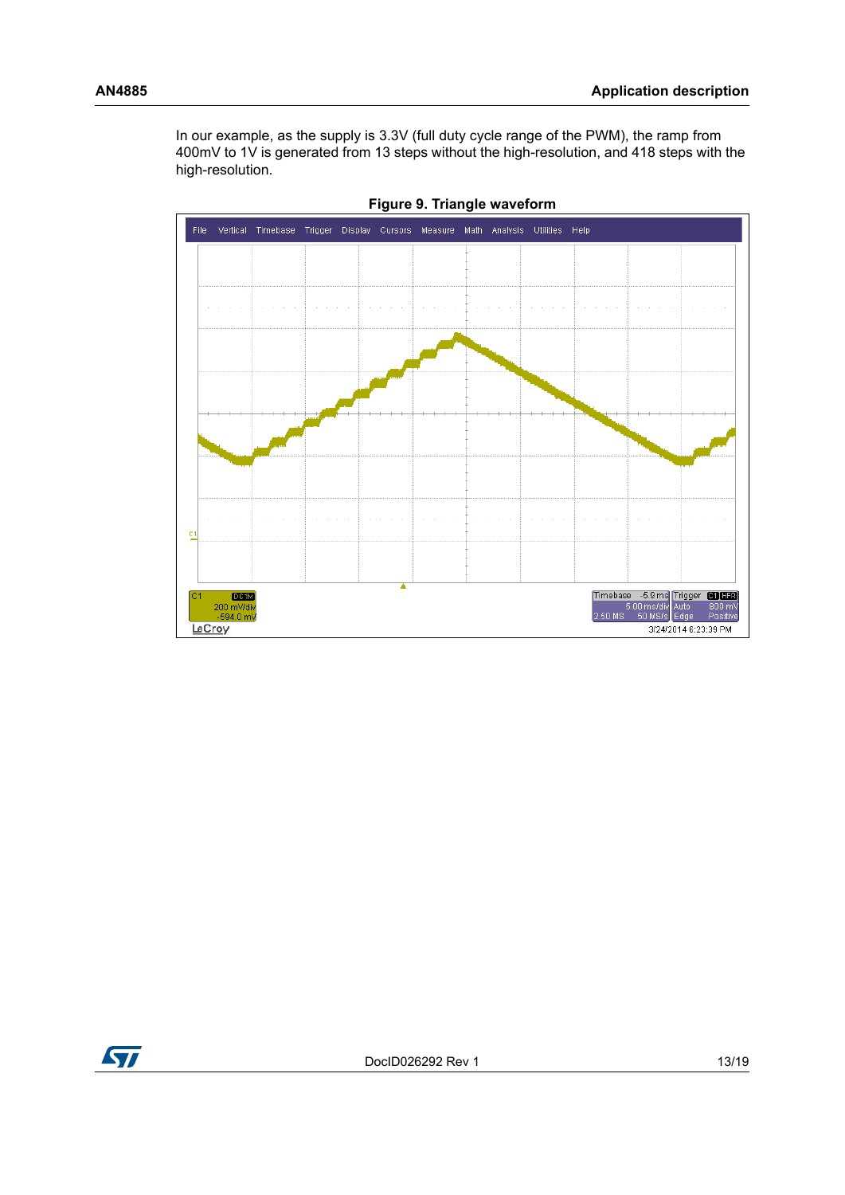In our example, as the supply is 3.3V (full duty cycle range of the PWM), the ramp from 400mV to 1V is generated from 13 steps without the high-resolution, and 418 steps with the high-resolution.

**Figure 9. Triangle waveform**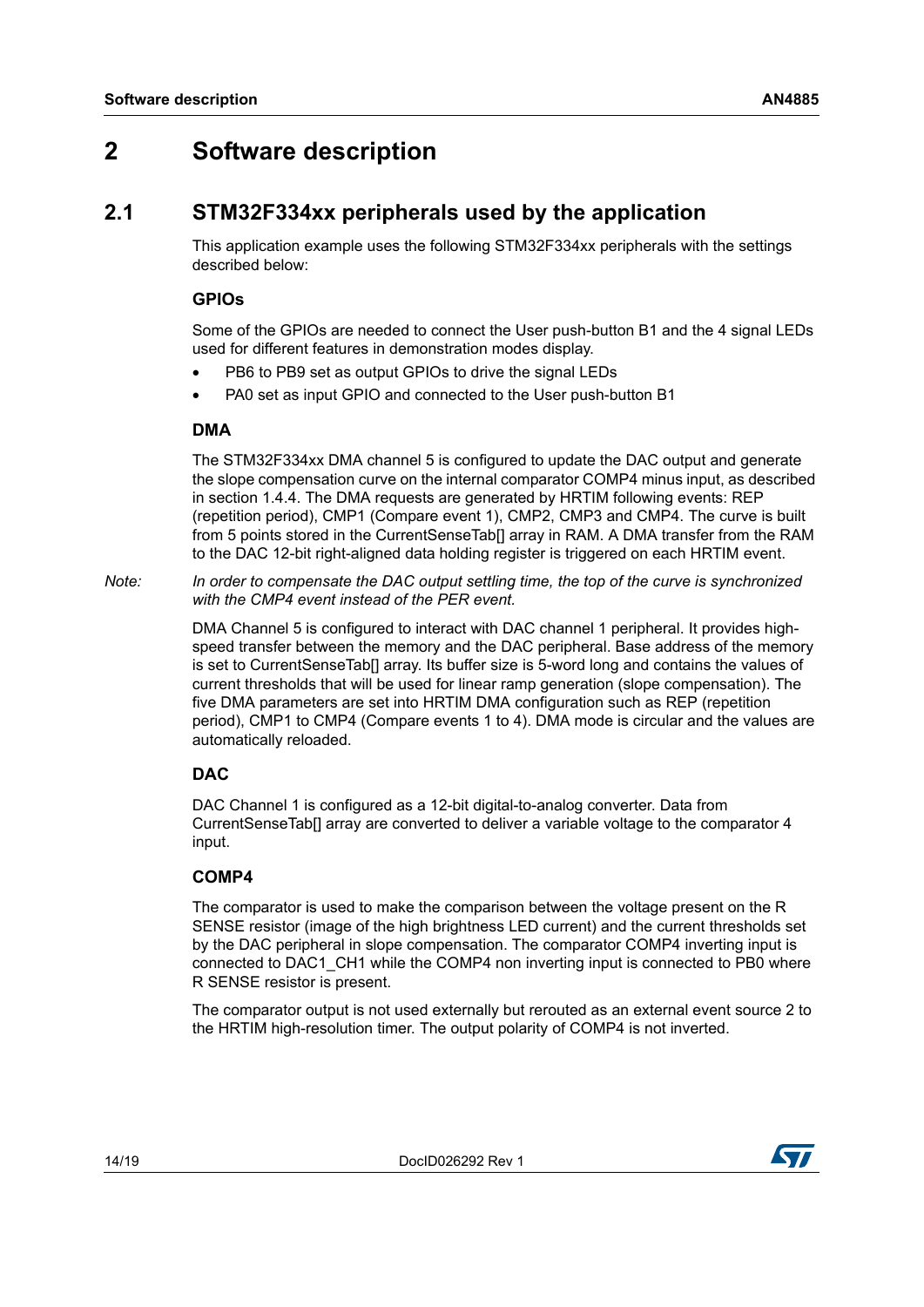# 2 Software description

## 2.1 STM32F334xx peripherals used by the application

This application example uses the following STM32F334xx peripherals with the settings described below:

### GPIOs

Some of the GPIOs are needed to connect the User push-button B1 and the 4 signal LEDs used for different features in demonstration modes display.

- PB6 to PB9 set as output GPIOs to drive the signal LEDs
- PA0 set as input GPIO and connected to the User push-button B1

### DMA

The STM32F334xx DMA channel 5 is configured to update the DAC output and generate the slope compensation curve on the internal comparator COMP4 minus input, as described in section 1.4.4. The DMA requests are generated by HRTIM following events: REP (repetition period), CMP1 (Compare event 1), CMP2, CMP3 and CMP4. The curve is built from 5 points stored in the CurrentSenseTab[] array in RAM. A DMA transfer from the RAM to the DAC 12-bit right-aligned data holding register is triggered on each HRTIM event.

*Note: In order to compensate the DAC output settling time, the top of the curve is synchronized with the CMP4 event instead of the PER event.*

DMA Channel 5 is configured to interact with DAC channel 1 peripheral. It provides high-speed transfer between the memory and the DAC peripheral. Base address of the memory is set to CurrentSenseTab[] array. Its buffer size is 5-word long and contains the values of current thresholds that will be used for linear ramp generation (slope compensation). The five DMA parameters are set into HRTIM DMA configuration such as REP (repetition period), CMP1 to CMP4 (Compare events 1 to 4). DMA mode is circular and the values are automatically reloaded.

### DAC

DAC Channel 1 is configured as a 12-bit digital-to-analog converter. Data from CurrentSenseTab[] array are converted to deliver a variable voltage to the comparator 4 input.

### COMP4

The comparator is used to make the comparison between the voltage present on the R SENSE resistor (image of the high brightness LED current) and the current thresholds set by the DAC peripheral in slope compensation. The comparator COMP4 inverting input is connected to DAC1_CH1 while the COMP4 non inverting input is connected to PB0 where R SENSE resistor is present.

The comparator output is not used externally but rerouted as an external event source 2 to the HRTIM high-resolution timer. The output polarity of COMP4 is not inverted.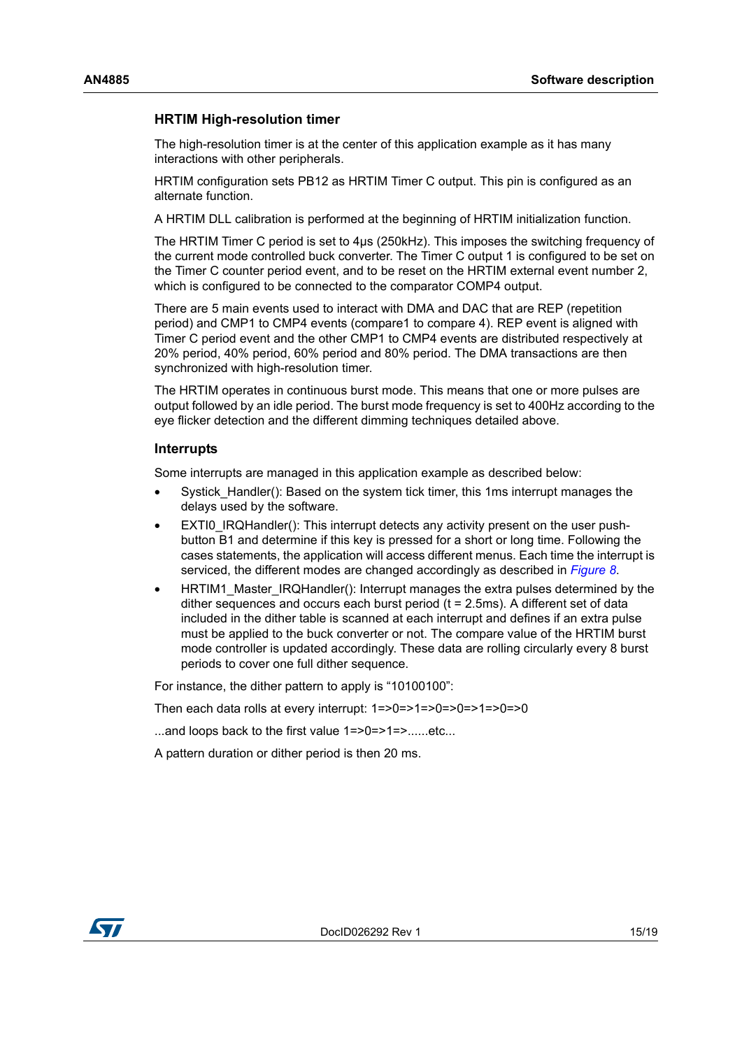### HRTIM High-resolution timer

The high-resolution timer is at the center of this application example as it has many interactions with other peripherals.

HRTIM configuration sets PB12 as HRTIM Timer C output. This pin is configured as an alternate function.

A HRTIM DLL calibration is performed at the beginning of HRTIM initialization function.

The HRTIM Timer C period is set to 4µs (250kHz). This imposes the switching frequency of the current mode controlled buck converter. The Timer C output 1 is configured to be set on the Timer C counter period event, and to be reset on the HRTIM external event number 2, which is configured to be connected to the comparator COMP4 output.

There are 5 main events used to interact with DMA and DAC that are REP (repetition period) and CMP1 to CMP4 events (compare1 to compare 4). REP event is aligned with Timer C period event and the other CMP1 to CMP4 events are distributed respectively at 20% period, 40% period, 60% period and 80% period. The DMA transactions are then synchronized with high-resolution timer.

The HRTIM operates in continuous burst mode. This means that one or more pulses are output followed by an idle period. The burst mode frequency is set to 400Hz according to the eye flicker detection and the different dimming techniques detailed above.

### Interrupts

Some interrupts are managed in this application example as described below:

- Systick_Handler(): Based on the system tick timer, this 1ms interrupt manages the delays used by the software.
- EXTI0_IRQHandler(): This interrupt detects any activity present on the user push-button B1 and determine if this key is pressed for a short or long time. Following the cases statements, the application will access different menus. Each time the interrupt is serviced, the different modes are changed accordingly as described in *Figure 8*.
- HRTIM1_Master_IRQHandler(): Interrupt manages the extra pulses determined by the dither sequences and occurs each burst period (t = 2.5ms). A different set of data included in the dither table is scanned at each interrupt and defines if an extra pulse must be applied to the buck converter or not. The compare value of the HRTIM burst mode controller is updated accordingly. These data are rolling circularly every 8 burst periods to cover one full dither sequence.

For instance, the dither pattern to apply is “10100100”:

Then each data rolls at every interrupt: 1=>0=>1=>0=>0=>1=>0=>0

...and loops back to the first value 1=>0=>1=>......etc...

A pattern duration or dither period is then 20 ms.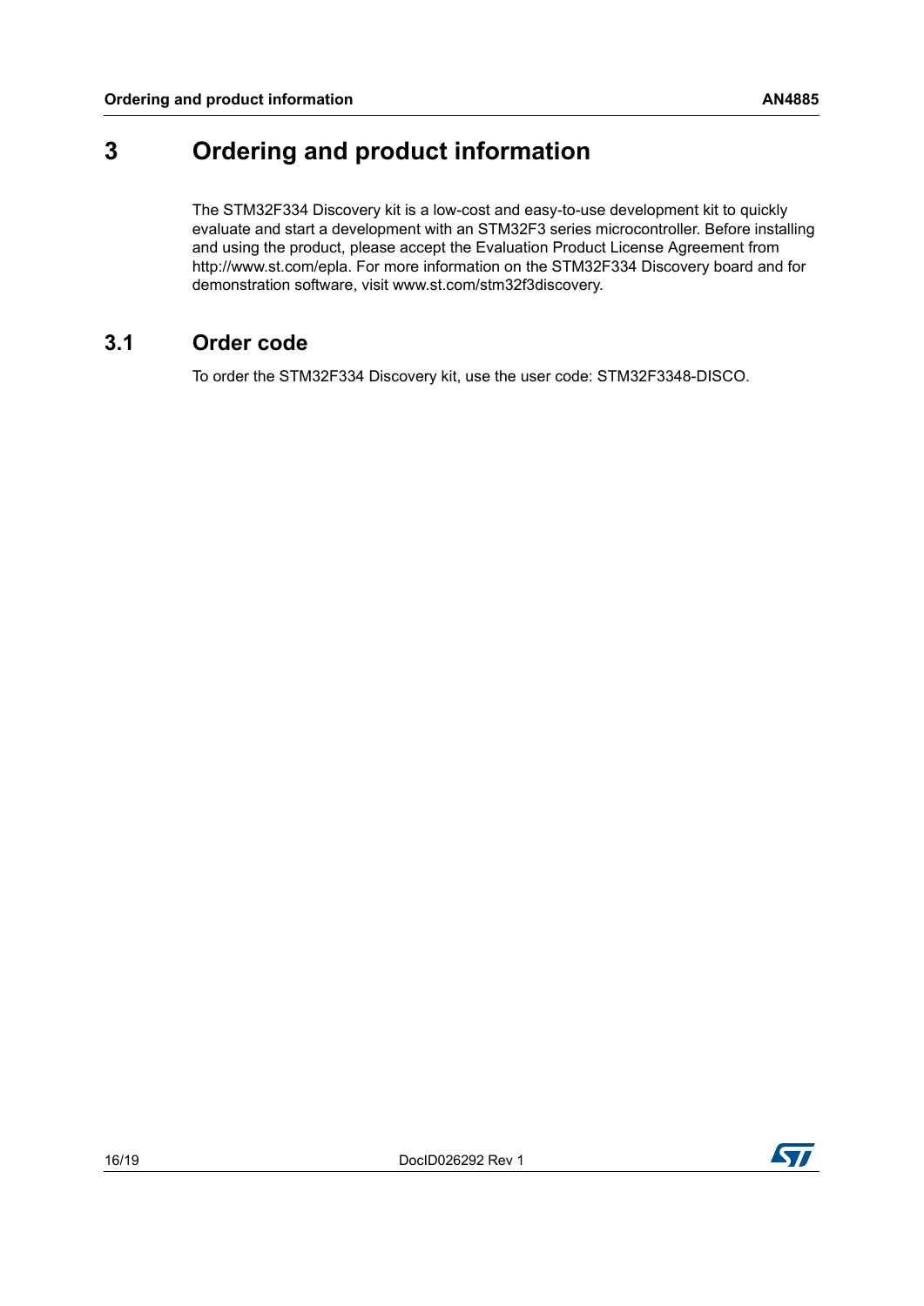# 3 Ordering and product information

The STM32F334 Discovery kit is a low-cost and easy-to-use development kit to quickly evaluate and start a development with an STM32F3 series microcontroller. Before installing and using the product, please accept the Evaluation Product License Agreement from http://www.st.com/epla. For more information on the STM32F334 Discovery board and for demonstration software, visit www.st.com/stm32f3discovery.

## 3.1 Order code

To order the STM32F334 Discovery kit, use the user code: STM32F3348-DISCO.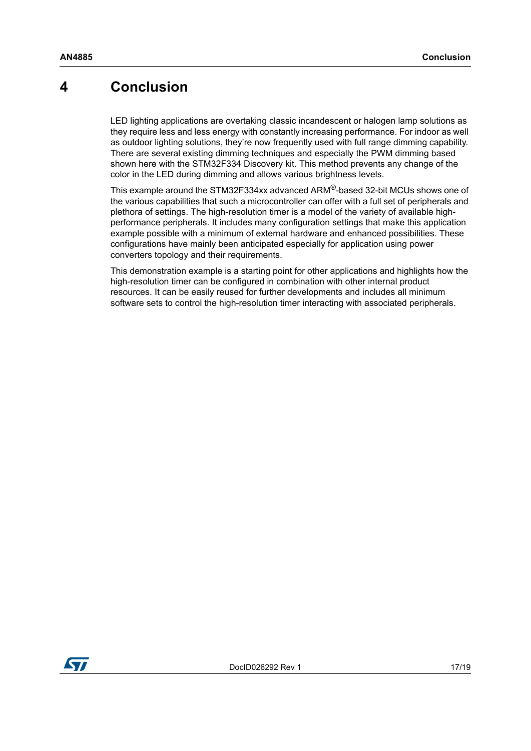# 4 Conclusion

LED lighting applications are overtaking classic incandescent or halogen lamp solutions as they require less and less energy with constantly increasing performance. For indoor as well as outdoor lighting solutions, they're now frequently used with full range dimming capability. There are several existing dimming techniques and especially the PWM dimming based shown here with the STM32F334 Discovery kit. This method prevents any change of the color in the LED during dimming and allows various brightness levels.

This example around the STM32F334xx advanced ARM®-based 32-bit MCUs shows one of the various capabilities that such a microcontroller can offer with a full set of peripherals and plethora of settings. The high-resolution timer is a model of the variety of available high-performance peripherals. It includes many configuration settings that make this application example possible with a minimum of external hardware and enhanced possibilities. These configurations have mainly been anticipated especially for application using power converters topology and their requirements.

This demonstration example is a starting point for other applications and highlights how the high-resolution timer can be configured in combination with other internal product resources. It can be easily reused for further developments and includes all minimum software sets to control the high-resolution timer interacting with associated peripherals.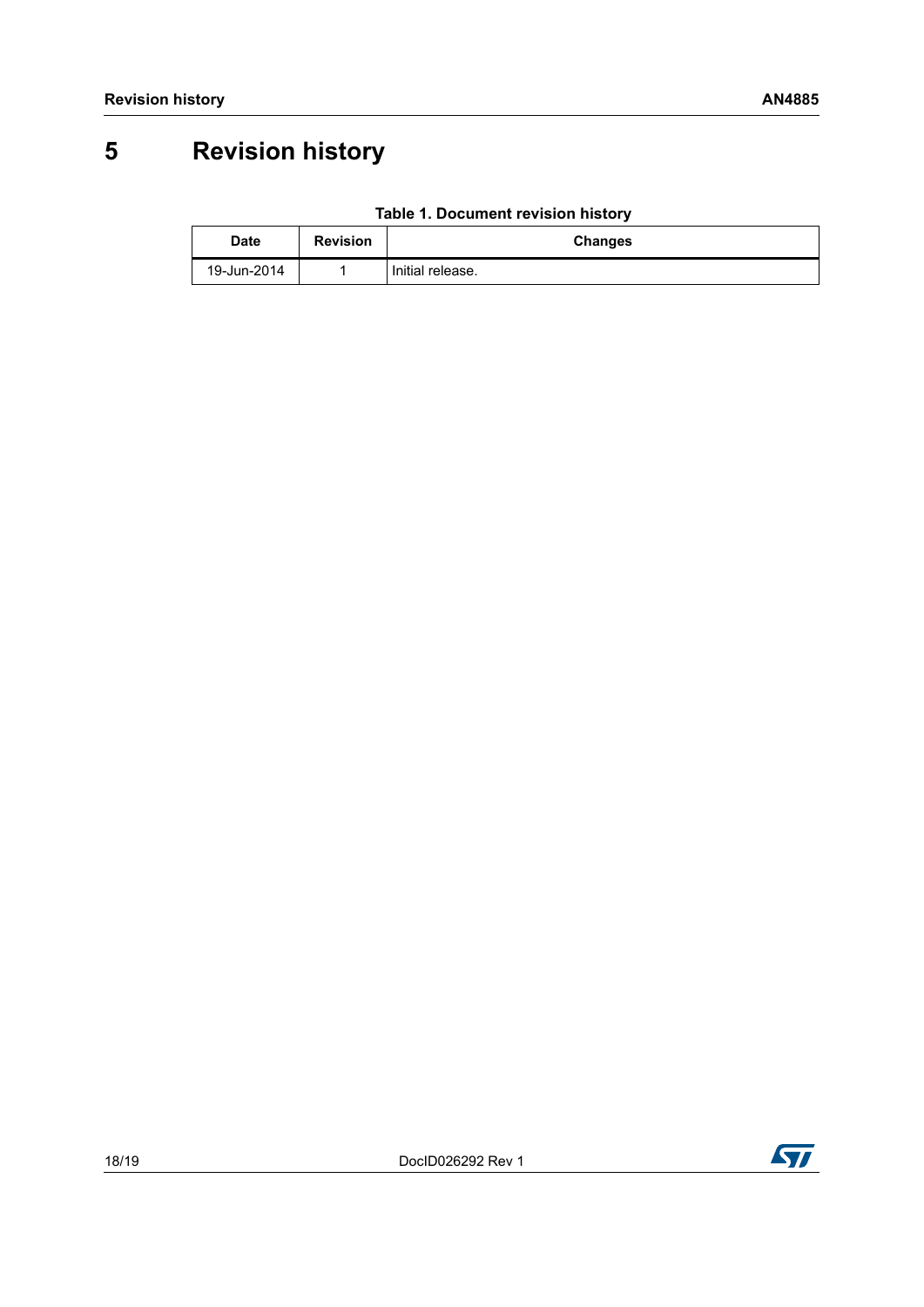# 5 Revision history

**Table 1. Document revision history**

| Date | Revision | Changes |
|---|---|---|
| 19-Jun-2014 | 1 | Initial release. |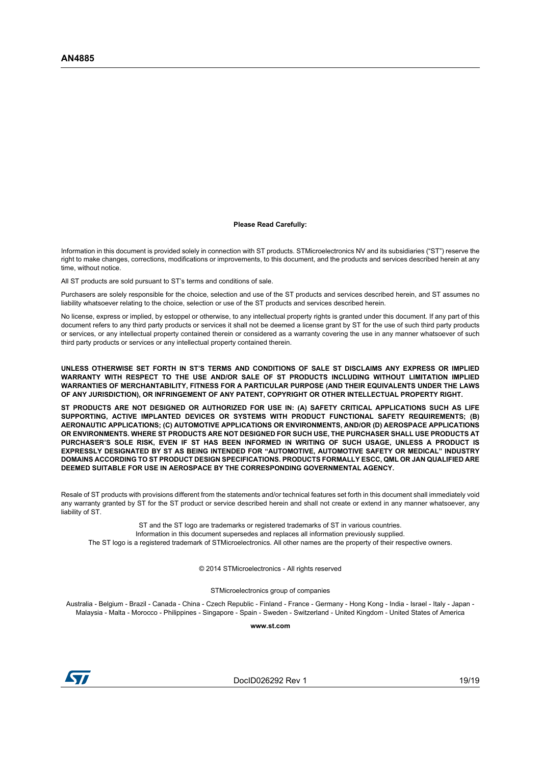**Please Read Carefully:**

Information in this document is provided solely in connection with ST products. STMicroelectronics NV and its subsidiaries ("ST") reserve the right to make changes, corrections, modifications or improvements, to this document, and the products and services described herein at any time, without notice.

All ST products are sold pursuant to ST's terms and conditions of sale.

Purchasers are solely responsible for the choice, selection and use of the ST products and services described herein, and ST assumes no liability whatsoever relating to the choice, selection or use of the ST products and services described herein.

No license, express or implied, by estoppel or otherwise, to any intellectual property rights is granted under this document. If any part of this document refers to any third party products or services it shall not be deemed a license grant by ST for the use of such third party products or services, or any intellectual property contained therein or considered as a warranty covering the use in any manner whatsoever of such third party products or services or any intellectual property contained therein.

**UNLESS OTHERWISE SET FORTH IN ST'S TERMS AND CONDITIONS OF SALE ST DISCLAIMS ANY EXPRESS OR IMPLIED WARRANTY WITH RESPECT TO THE USE AND/OR SALE OF ST PRODUCTS INCLUDING WITHOUT LIMITATION IMPLIED WARRANTIES OF MERCHANTABILITY, FITNESS FOR A PARTICULAR PURPOSE (AND THEIR EQUIVALENTS UNDER THE LAWS OF ANY JURISDICTION), OR INFRINGEMENT OF ANY PATENT, COPYRIGHT OR OTHER INTELLECTUAL PROPERTY RIGHT.**

**ST PRODUCTS ARE NOT DESIGNED OR AUTHORIZED FOR USE IN: (A) SAFETY CRITICAL APPLICATIONS SUCH AS LIFE SUPPORTING, ACTIVE IMPLANTED DEVICES OR SYSTEMS WITH PRODUCT FUNCTIONAL SAFETY REQUIREMENTS; (B) AERONAUTIC APPLICATIONS; (C) AUTOMOTIVE APPLICATIONS OR ENVIRONMENTS, AND/OR (D) AEROSPACE APPLICATIONS OR ENVIRONMENTS. WHERE ST PRODUCTS ARE NOT DESIGNED FOR SUCH USE, THE PURCHASER SHALL USE PRODUCTS AT PURCHASER'S SOLE RISK, EVEN IF ST HAS BEEN INFORMED IN WRITING OF SUCH USAGE, UNLESS A PRODUCT IS EXPRESSLY DESIGNATED BY ST AS BEING INTENDED FOR "AUTOMOTIVE, AUTOMOTIVE SAFETY OR MEDICAL" INDUSTRY DOMAINS ACCORDING TO ST PRODUCT DESIGN SPECIFICATIONS. PRODUCTS FORMALLY ESCC, QML OR JAN QUALIFIED ARE DEEMED SUITABLE FOR USE IN AEROSPACE BY THE CORRESPONDING GOVERNMENTAL AGENCY.**

Resale of ST products with provisions different from the statements and/or technical features set forth in this document shall immediately void any warranty granted by ST for the ST product or service described herein and shall not create or extend in any manner whatsoever, any liability of ST.

ST and the ST logo are trademarks or registered trademarks of ST in various countries.
Information in this document supersedes and replaces all information previously supplied.
The ST logo is a registered trademark of STMicroelectronics. All other names are the property of their respective owners.

© 2014 STMicroelectronics - All rights reserved

STMicroelectronics group of companies

Australia - Belgium - Brazil - Canada - China - Czech Republic - Finland - France - Germany - Hong Kong - India - Israel - Italy - Japan - Malaysia - Malta - Morocco - Philippines - Singapore - Spain - Sweden - Switzerland - United Kingdom - United States of America

**www.st.com**